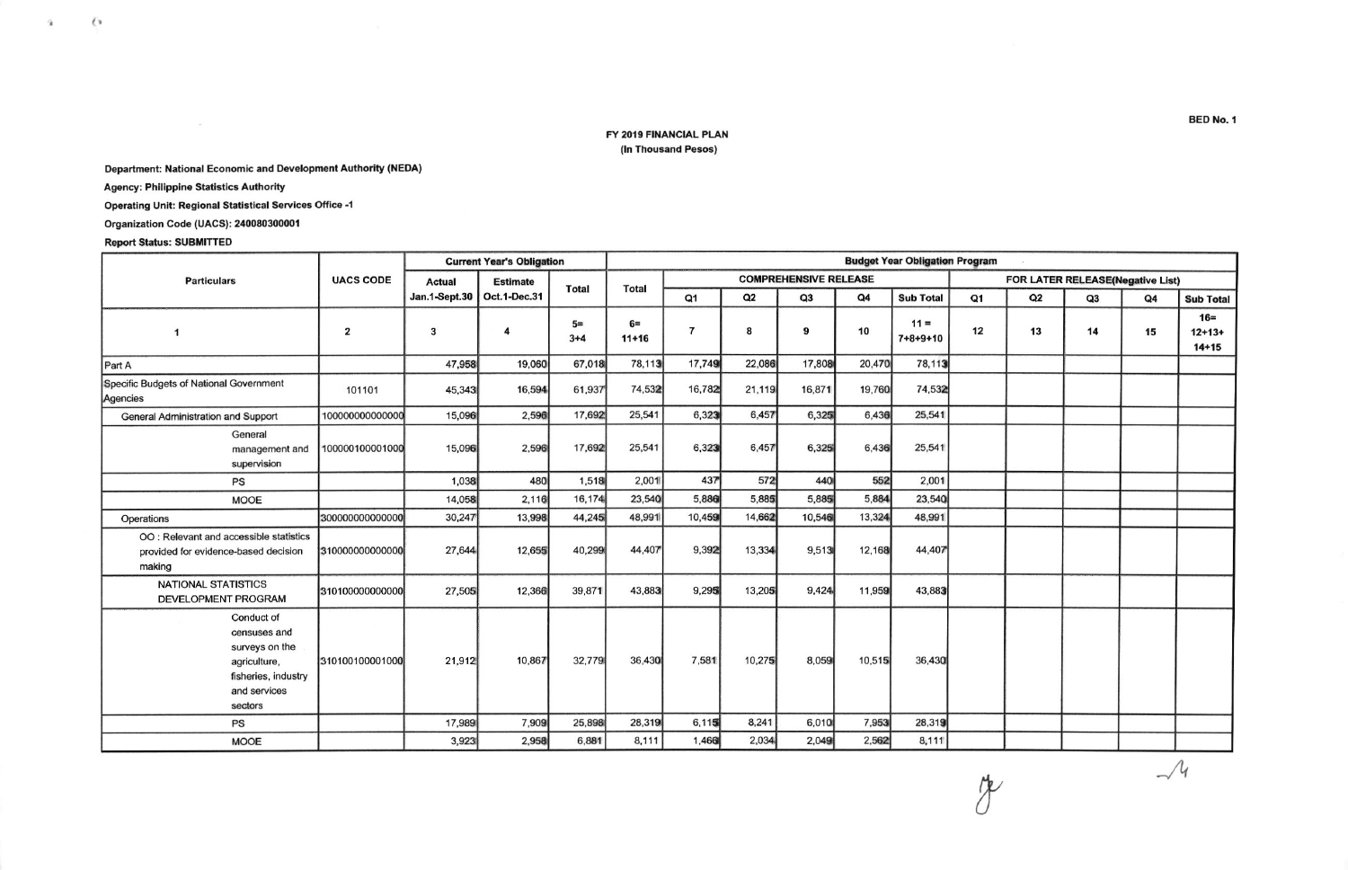BED No. 1

**FY 2019 FINANCIAL PLAN**
**(In Thousand Pesos)**

**Department: National Economic and Development Authority (NEDA)**

**Agency: Philippine Statistics Authority**

**Operating Unit: Regional Statistical Services Office -1**

**Organization Code (UACS): 240080300001**

**Report Status: SUBMITTED**

| Particulars | UACS CODE | Current Year's Obligation | | | Budget Year Obligation Program | | | | | | | | | | | |
|---|---|---|---|---|---|---|---|---|---|---|---|---|---|---|---|---|
| | | Actual Jan.1-Sept.30 | Estimate Oct.1-Dec.31 | Total | Total | COMPREHENSIVE RELEASE | | | | | FOR LATER RELEASE(Negative List) | | | | | |
| | | | | | | Q1 | Q2 | Q3 | Q4 | Sub Total | Q1 | Q2 | Q3 | Q4 | Sub Total |
| 1 | 2 | 3 | 4 | 5= 3+4 | 6= 11+16 | 7 | 8 | 9 | 10 | 11 = 7+8+9+10 | 12 | 13 | 14 | 15 | 16= 12+13+ 14+15 |
| Part A | | 47,958 | 19,060 | 67,018 | 78,113 | 17,749 | 22,086 | 17,808 | 20,470 | 78,113 | | | | | |
| Specific Budgets of National Government Agencies | 101101 | 45,343 | 16,594 | 61,937 | 74,532 | 16,782 | 21,119 | 16,871 | 19,760 | 74,532 | | | | | |
| General Administration and Support | 100000000000000 | 15,096 | 2,596 | 17,692 | 25,541 | 6,323 | 6,457 | 6,325 | 6,436 | 25,541 | | | | | |
| General management and supervision | 100000100001000 | 15,096 | 2,596 | 17,692 | 25,541 | 6,323 | 6,457 | 6,325 | 6,436 | 25,541 | | | | | |
| PS | | 1,038 | 480 | 1,518 | 2,001 | 437 | 572 | 440 | 552 | 2,001 | | | | | |
| MOOE | | 14,058 | 2,116 | 16,174 | 23,540 | 5,886 | 5,885 | 5,885 | 5,884 | 23,540 | | | | | |
| Operations | 300000000000000 | 30,247 | 13,998 | 44,245 | 48,991 | 10,459 | 14,662 | 10,546 | 13,324 | 48,991 | | | | | |
| OO : Relevant and accessible statistics provided for evidence-based decision making | 310000000000000 | 27,644 | 12,655 | 40,299 | 44,407 | 9,392 | 13,334 | 9,513 | 12,168 | 44,407 | | | | | |
| NATIONAL STATISTICS DEVELOPMENT PROGRAM | 310100000000000 | 27,505 | 12,366 | 39,871 | 43,883 | 9,295 | 13,205 | 9,424 | 11,959 | 43,883 | | | | | |
| Conduct of censuses and surveys on the agriculture, fisheries, industry and services sectors | 310100100001000 | 21,912 | 10,867 | 32,779 | 36,430 | 7,581 | 10,275 | 8,059 | 10,515 | 36,430 | | | | | |
| PS | | 17,989 | 7,909 | 25,898 | 28,319 | 6,115 | 8,241 | 6,010 | 7,953 | 28,319 | | | | | |
| MOOE | | 3,923 | 2,958 | 6,881 | 8,111 | 1,466 | 2,034 | 2,049 | 2,562 | 8,111 | | | | | |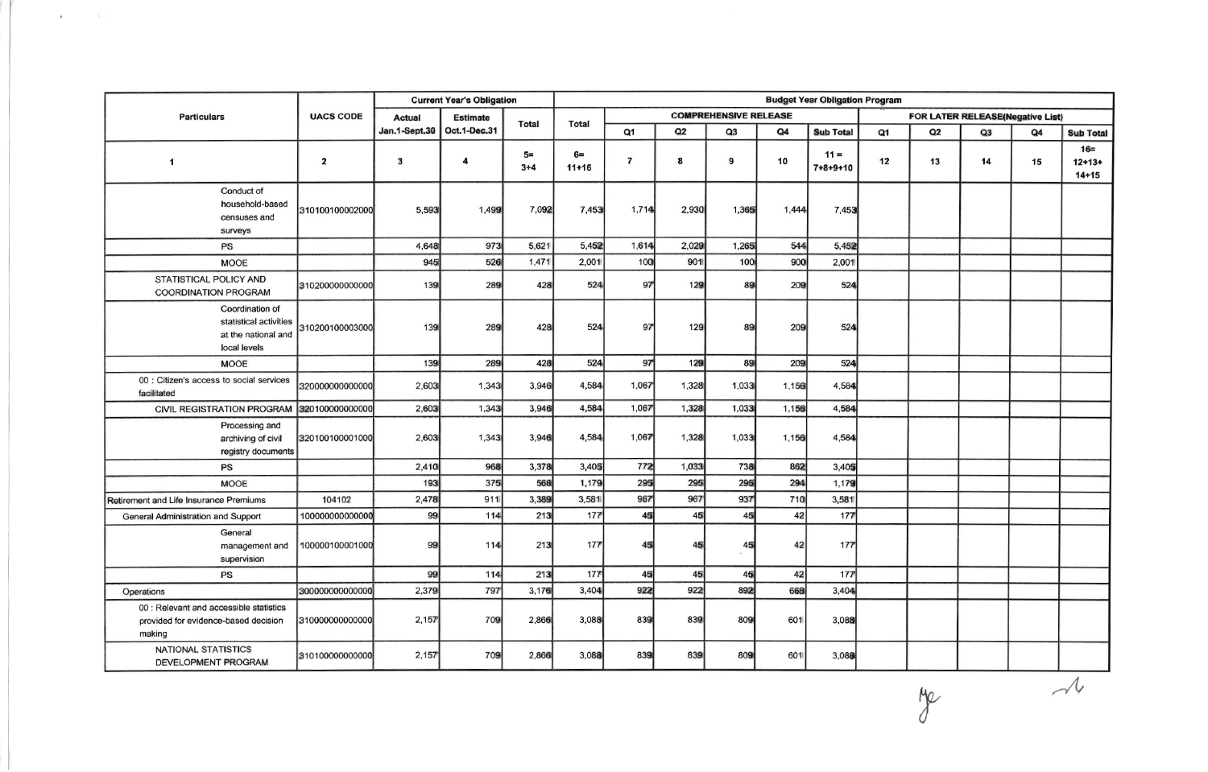| Particulars | UACS CODE | Current Year's Obligation | | | Budget Year Obligation Program | | | | | | | | | | |
|---|---|---|---|---|---|---|---|---|---|---|---|---|---|---|---|
| | | Actual Jan.1-Sept.30 | Estimate Oct.1-Dec.31 | Total | Total | COMPREHENSIVE RELEASE | | | | | FOR LATER RELEASE(Negative List) | | | | |
| | | | | | | Q1 | Q2 | Q3 | Q4 | Sub Total | Q1 | Q2 | Q3 | Q4 | Sub Total |
| 1 | 2 | 3 | 4 | 5= 3+4 | 6= 11+16 | 7 | 8 | 9 | 10 | 11 = 7+8+9+10 | 12 | 13 | 14 | 15 | 16= 12+13+ 14+15 |
| Conduct of household-based censuses and surveys | 310100100002000 | 5,593 | 1,499 | 7,092 | 7,453 | 1,714 | 2,930 | 1,365 | 1,444 | 7,453 | | | | | |
| PS | | 4,648 | 973 | 5,621 | 5,452 | 1,614 | 2,029 | 1,265 | 544 | 5,452 | | | | | |
| MOOE | | 945 | 526 | 1,471 | 2,001 | 100 | 901 | 100 | 900 | 2,001 | | | | | |
| STATISTICAL POLICY AND COORDINATION PROGRAM | 310200000000000 | 139 | 289 | 428 | 524 | 97 | 129 | 89 | 209 | 524 | | | | | |
| Coordination of statistical activities at the national and local levels | 310200100003000 | 139 | 289 | 428 | 524 | 97 | 129 | 89 | 209 | 524 | | | | | |
| MOOE | | 139 | 289 | 428 | 524 | 97 | 129 | 89 | 209 | 524 | | | | | |
| 00 : Citizen's access to social services facilitated | 320000000000000 | 2,603 | 1,343 | 3,946 | 4,584 | 1,067 | 1,328 | 1,033 | 1,156 | 4,584 | | | | | |
| CIVIL REGISTRATION PROGRAM | 320100000000000 | 2,603 | 1,343 | 3,946 | 4,584 | 1,067 | 1,328 | 1,033 | 1,156 | 4,584 | | | | | |
| Processing and archiving of civil registry documents | 320100100001000 | 2,603 | 1,343 | 3,946 | 4,584 | 1,067 | 1,328 | 1,033 | 1,156 | 4,584 | | | | | |
| PS | | 2,410 | 968 | 3,378 | 3,405 | 772 | 1,033 | 738 | 862 | 3,405 | | | | | |
| MOOE | | 193 | 375 | 568 | 1,179 | 295 | 295 | 295 | 294 | 1,179 | | | | | |
| Retirement and Life Insurance Premiums | 104102 | 2,478 | 911 | 3,389 | 3,581 | 967 | 967 | 937 | 710 | 3,581 | | | | | |
| General Administration and Support | 100000000000000 | 99 | 114 | 213 | 177 | 45 | 45 | 45 | 42 | 177 | | | | | |
| General management and supervision | 100000100001000 | 99 | 114 | 213 | 177 | 45 | 45 | 45 | 42 | 177 | | | | | |
| PS | | 99 | 114 | 213 | 177 | 45 | 45 | 45 | 42 | 177 | | | | | |
| Operations | 300000000000000 | 2,379 | 797 | 3,176 | 3,404 | 922 | 922 | 892 | 668 | 3,404 | | | | | |
| 00 : Relevant and accessible statistics provided for evidence-based decision making | 310000000000000 | 2,157 | 709 | 2,866 | 3,088 | 839 | 839 | 809 | 601 | 3,088 | | | | | |
| NATIONAL STATISTICS DEVELOPMENT PROGRAM | 310100000000000 | 2,157 | 709 | 2,866 | 3,088 | 839 | 839 | 809 | 601 | 3,088 | | | | | |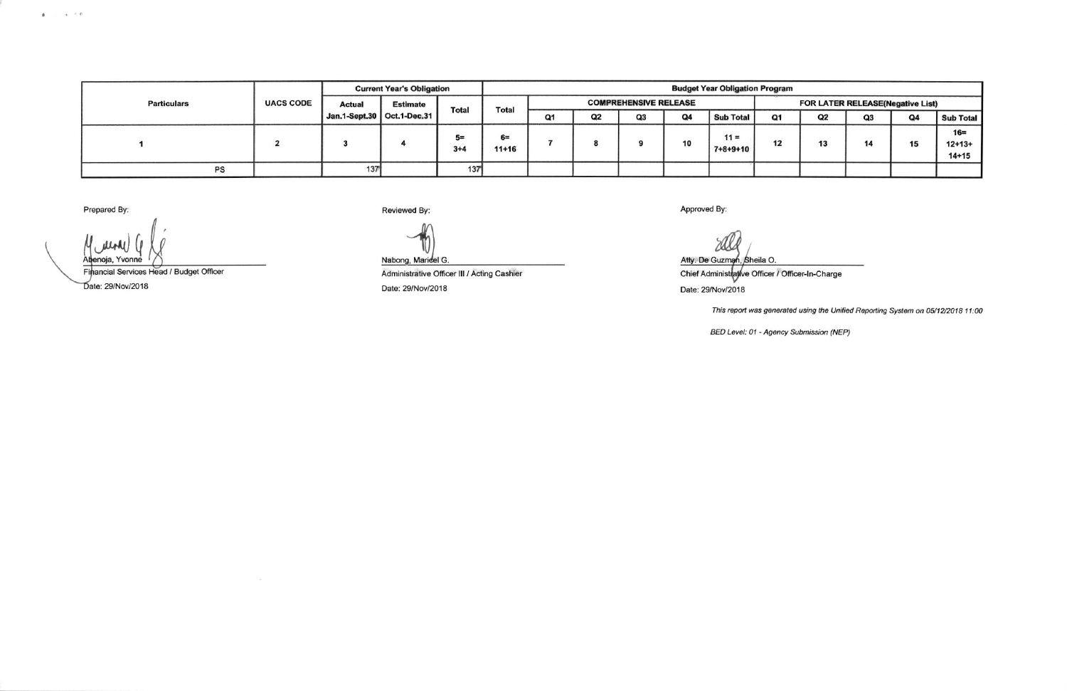| Particulars | UACS CODE | Current Year's Obligation | | | Budget Year Obligation Program | | | | | | | | | | |
|---|---|---|---|---|---|---|---|---|---|---|---|---|---|---|---|
| | | Actual Jan.1-Sept.30 | Estimate Oct.1-Dec.31 | Total | Total | COMPREHENSIVE RELEASE | | | | | FOR LATER RELEASE(Negative List) | | | | |
| | | | | | | Q1 | Q2 | Q3 | Q4 | Sub Total | Q1 | Q2 | Q3 | Q4 | Sub Total |
| 1 | 2 | 3 | 4 | 5= 3+4 | 6= 11+16 | 7 | 8 | 9 | 10 | 11 = 7+8+9+10 | 12 | 13 | 14 | 15 | 16= 12+13+ 14+15 |
| PS | | 137 | | 137 | | | | | | | | | | | |

Prepared By:

Abenoja, Yvonne
Financial Services Head / Budget Officer
Date: 29/Nov/2018

Reviewed By:

Nabong, Maridel G.
Administrative Officer III / Acting Cashier
Date: 29/Nov/2018

Approved By:

Atty. De Guzman, Sheila O.
Chief Administrative Officer / Officer-In-Charge
Date: 29/Nov/2018

*This report was generated using the Unified Reporting System on 05/12/2018 11:00*

*BED Level: 01 - Agency Submission (NEP)*